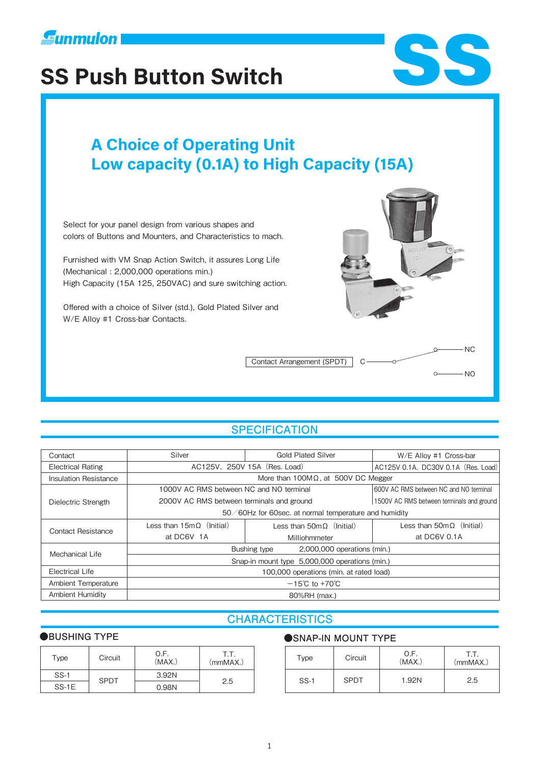Sunmulon

# SS Push Button Switch

SS

## A Choice of Operating Unit
## Low capacity (0.1A) to High Capacity (15A)

Select for your panel design from various shapes and colors of Buttons and Mounters, and Characteristics to mach.

Furnished with VM Snap Action Switch, it assures Long Life (Mechanical : 2,000,000 operations min.)
High Capacity (15A 125, 250VAC) and sure switching action.

Offered with a choice of Silver (std.), Gold Plated Silver and W/E Alloy #1 Cross-bar Contacts.

Contact Arrangement (SPDT) C — NC / NO

## SPECIFICATION

| Contact | Silver | Gold Plated Silver | W/E Alloy #1 Cross-bar |
|---|---|---|---|
| Electrical Rating | AC125V、250V 15A（Res. Load） | | AC125V 0.1A、DC30V 0.1A（Res. Load） |
| Insulation Resistance | More than 100MΩ，at 500V DC Megger | | |
| Dielectric Strength | 1000V AC RMS between NC and NO terminal | | 600V AC RMS between NC and NO terminal |
| | 2000V AC RMS between terminals and ground | | 1500V AC RMS between terminals and ground |
| | 50／60Hz for 60sec. at normal temperature and humidity | | |
| Contact Resistance | Less than 15mΩ（Initial） at DC6V 1A | Less than 50mΩ（Initial） Milliohmmeter | Less than 50mΩ（Initial） at DC6V 0.1A |
| Mechanical Life | Bushing type 2,000,000 operations (min.) | | |
| | Snap-in mount type 5,000,000 operations (min.) | | |
| Electrical Life | 100,000 operations (min. at rated load) | | |
| Ambient Temperature | −15℃ to +70℃ | | |
| Ambient Humidity | 80%RH (max.) | | |

## CHARACTERISTICS

### ●BUSHING TYPE

| Type | Circuit | O.F. (MAX.) | T.T. (mmMAX.) |
|---|---|---|---|
| SS-1 | SPDT | 3.92N | 2.5 |
| SS-1E | | 0.98N | |

### ●SNAP-IN MOUNT TYPE

| Type | Circuit | O.F. (MAX.) | T.T. (mmMAX.) |
|---|---|---|---|
| SS-1 | SPDT | 1.92N | 2.5 |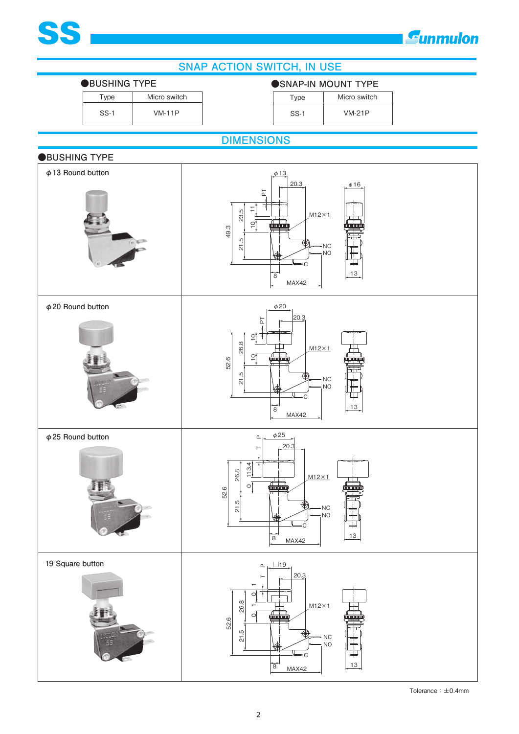# SS

Sunmulon

## SNAP ACTION SWITCH, IN USE

### ●BUSHING TYPE

| Type | Micro switch |
|---|---|
| SS-1 | VM-11P |

### ●SNAP-IN MOUNT TYPE

| Type | Micro switch |
|---|---|
| SS-1 | VM-21P |

## DIMENSIONS

### ●BUSHING TYPE

$\phi$13 Round button

$\phi$20 Round button

$\phi$25 Round button

19 Square button

Tolerance：±0.4mm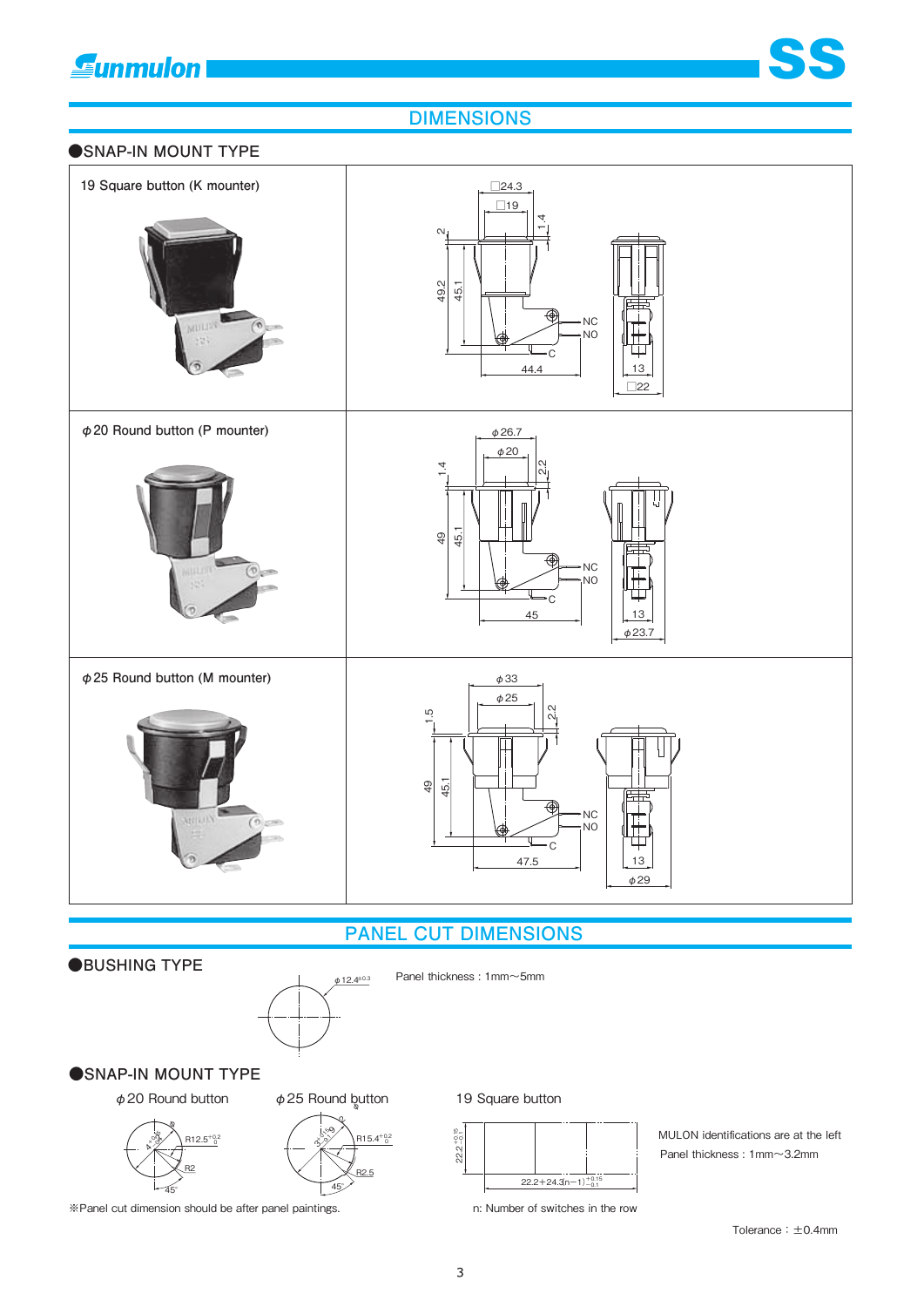# DIMENSIONS

## SNAP-IN MOUNT TYPE

19 Square button (K mounter)

□24.3, □19, 2, 1.4, 49.2, 45.1, NC, NO, C, 44.4, 13, □22

φ20 Round button (P mounter)

φ26.7, φ20, 1.4, 2.2, 49, 45.1, NC, NO, C, 45, 13, φ23.7

φ25 Round button (M mounter)

φ33, φ25, 1.5, 2.2, 49, 45.1, NC, NO, C, 47.5, 13, φ29

# PANEL CUT DIMENSIONS

## BUSHING TYPE

$\phi 12.4^{\pm 0.3}$

Panel thickness : 1mm〜5mm

## SNAP-IN MOUNT TYPE

φ20 Round button

$R12.5^{+0.2}_{0}$, R2, 45°

φ25 Round button

$R15.4^{+0.2}_{0}$, R2.5, 45°

19 Square button

$22.2^{+0.15}_{-0.1}$

$22.2+24.3(n-1)^{+0.15}_{-0.1}$

MULON identifications are at the left

Panel thickness : 1mm〜3.2mm

※Panel cut dimension should be after panel paintings.

n: Number of switches in the row

Tolerance : ±0.4mm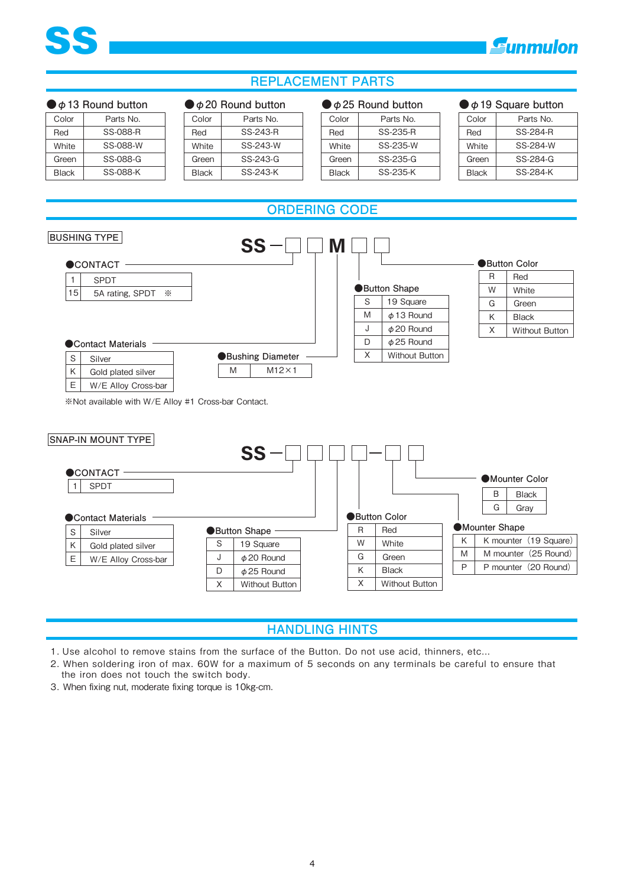# SS

Sunmulon

## REPLACEMENT PARTS

**●φ13 Round button**

| Color | Parts No. |
|---|---|
| Red | SS-088-R |
| White | SS-088-W |
| Green | SS-088-G |
| Black | SS-088-K |

**●φ20 Round button**

| Color | Parts No. |
|---|---|
| Red | SS-243-R |
| White | SS-243-W |
| Green | SS-243-G |
| Black | SS-243-K |

**●φ25 Round button**

| Color | Parts No. |
|---|---|
| Red | SS-235-R |
| White | SS-235-W |
| Green | SS-235-G |
| Black | SS-235-K |

**●φ19 Square button**

| Color | Parts No. |
|---|---|
| Red | SS-284-R |
| White | SS-284-W |
| Green | SS-284-G |
| Black | SS-284-K |

## ORDERING CODE

### BUSHING TYPE

**SS－□□M□□**

**●CONTACT**

| | |
|---|---|
| 1 | SPDT |
| 15 | 5A rating, SPDT ※ |

**●Contact Materials**

| | |
|---|---|
| S | Silver |
| K | Gold plated silver |
| E | W/E Alloy Cross-bar |

**●Bushing Diameter**

| | |
|---|---|
| M | M12×1 |

**●Button Shape**

| | |
|---|---|
| S | 19 Square |
| M | φ13 Round |
| J | φ20 Round |
| D | φ25 Round |
| X | Without Button |

**●Button Color**

| | |
|---|---|
| R | Red |
| W | White |
| G | Green |
| K | Black |
| X | Without Button |

※Not available with W/E Alloy #1 Cross-bar Contact.

### SNAP-IN MOUNT TYPE

**SS－□□□□－□□**

**●CONTACT**

| | |
|---|---|
| 1 | SPDT |

**●Contact Materials**

| | |
|---|---|
| S | Silver |
| K | Gold plated silver |
| E | W/E Alloy Cross-bar |

**●Button Shape**

| | |
|---|---|
| S | 19 Square |
| J | φ20 Round |
| D | φ25 Round |
| X | Without Button |

**●Button Color**

| | |
|---|---|
| R | Red |
| W | White |
| G | Green |
| K | Black |
| X | Without Button |

**●Mounter Shape**

| | |
|---|---|
| K | K mounter (19 Square) |
| M | M mounter (25 Round) |
| P | P mounter (20 Round) |

**●Mounter Color**

| | |
|---|---|
| B | Black |
| G | Gray |

## HANDLING HINTS

1. Use alcohol to remove stains from the surface of the Button. Do not use acid, thinners, etc...
2. When soldering iron of max. 60W for a maximum of 5 seconds on any terminals be careful to ensure that the iron does not touch the switch body.
3. When fixing nut, moderate fixing torque is 10kg-cm.